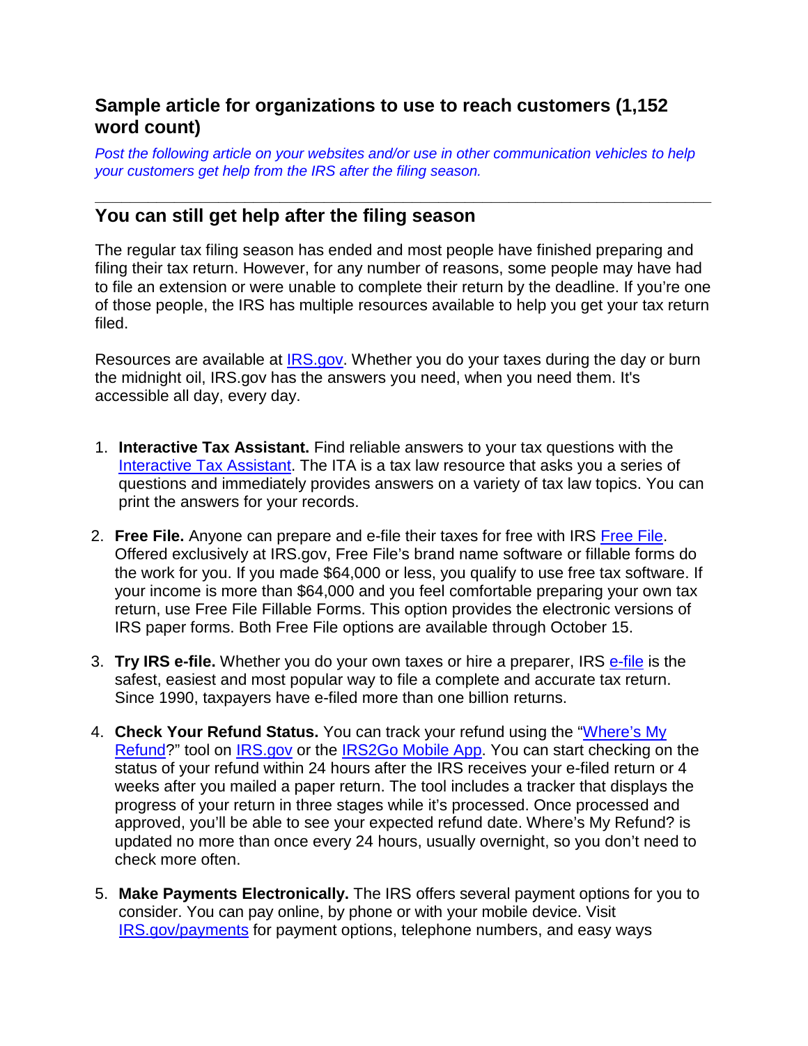## Sample article for organizations to use to reach customers (1,152 word count)

*Post the following article on your websites and/or use in other communication vehicles to help your customers get help from the IRS after the filing season.*

---

## You can still get help after the filing season

The regular tax filing season has ended and most people have finished preparing and filing their tax return. However, for any number of reasons, some people may have had to file an extension or were unable to complete their return by the deadline. If you're one of those people, the IRS has multiple resources available to help you get your tax return filed.

Resources are available at IRS.gov. Whether you do your taxes during the day or burn the midnight oil, IRS.gov has the answers you need, when you need them. It's accessible all day, every day.

1. **Interactive Tax Assistant.** Find reliable answers to your tax questions with the Interactive Tax Assistant. The ITA is a tax law resource that asks you a series of questions and immediately provides answers on a variety of tax law topics. You can print the answers for your records.

2. **Free File.** Anyone can prepare and e-file their taxes for free with IRS Free File. Offered exclusively at IRS.gov, Free File's brand name software or fillable forms do the work for you. If you made $64,000 or less, you qualify to use free tax software. If your income is more than $64,000 and you feel comfortable preparing your own tax return, use Free File Fillable Forms. This option provides the electronic versions of IRS paper forms. Both Free File options are available through October 15.

3. **Try IRS e-file.** Whether you do your own taxes or hire a preparer, IRS e-file is the safest, easiest and most popular way to file a complete and accurate tax return. Since 1990, taxpayers have e-filed more than one billion returns.

4. **Check Your Refund Status.** You can track your refund using the "Where's My Refund?" tool on IRS.gov or the IRS2Go Mobile App. You can start checking on the status of your refund within 24 hours after the IRS receives your e-filed return or 4 weeks after you mailed a paper return. The tool includes a tracker that displays the progress of your return in three stages while it's processed. Once processed and approved, you'll be able to see your expected refund date. Where's My Refund? is updated no more than once every 24 hours, usually overnight, so you don't need to check more often.

5. **Make Payments Electronically.** The IRS offers several payment options for you to consider. You can pay online, by phone or with your mobile device. Visit IRS.gov/payments for payment options, telephone numbers, and easy ways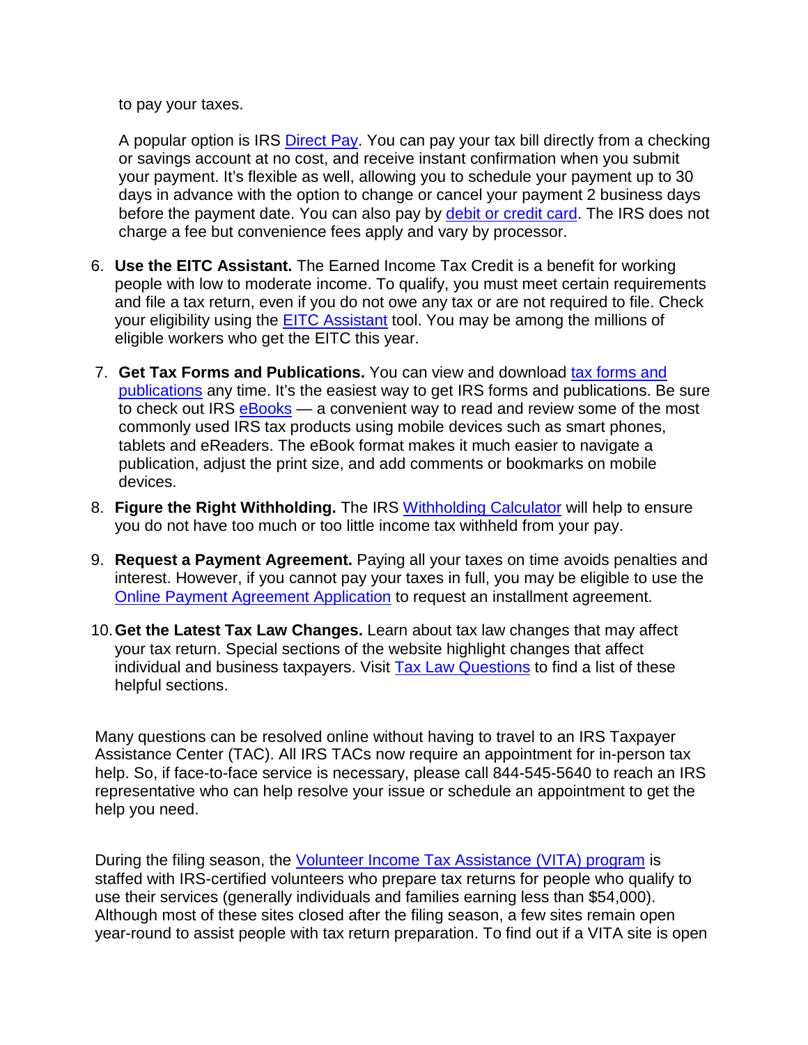to pay your taxes.

A popular option is IRS Direct Pay. You can pay your tax bill directly from a checking or savings account at no cost, and receive instant confirmation when you submit your payment. It's flexible as well, allowing you to schedule your payment up to 30 days in advance with the option to change or cancel your payment 2 business days before the payment date. You can also pay by debit or credit card. The IRS does not charge a fee but convenience fees apply and vary by processor.

6. **Use the EITC Assistant.** The Earned Income Tax Credit is a benefit for working people with low to moderate income. To qualify, you must meet certain requirements and file a tax return, even if you do not owe any tax or are not required to file. Check your eligibility using the EITC Assistant tool. You may be among the millions of eligible workers who get the EITC this year.

7. **Get Tax Forms and Publications.** You can view and download tax forms and publications any time. It's the easiest way to get IRS forms and publications. Be sure to check out IRS eBooks — a convenient way to read and review some of the most commonly used IRS tax products using mobile devices such as smart phones, tablets and eReaders. The eBook format makes it much easier to navigate a publication, adjust the print size, and add comments or bookmarks on mobile devices.

8. **Figure the Right Withholding.** The IRS Withholding Calculator will help to ensure you do not have too much or too little income tax withheld from your pay.

9. **Request a Payment Agreement.** Paying all your taxes on time avoids penalties and interest. However, if you cannot pay your taxes in full, you may be eligible to use the Online Payment Agreement Application to request an installment agreement.

10. **Get the Latest Tax Law Changes.** Learn about tax law changes that may affect your tax return. Special sections of the website highlight changes that affect individual and business taxpayers. Visit Tax Law Questions to find a list of these helpful sections.

Many questions can be resolved online without having to travel to an IRS Taxpayer Assistance Center (TAC). All IRS TACs now require an appointment for in-person tax help. So, if face-to-face service is necessary, please call 844-545-5640 to reach an IRS representative who can help resolve your issue or schedule an appointment to get the help you need.

During the filing season, the Volunteer Income Tax Assistance (VITA) program is staffed with IRS-certified volunteers who prepare tax returns for people who qualify to use their services (generally individuals and families earning less than $54,000). Although most of these sites closed after the filing season, a few sites remain open year-round to assist people with tax return preparation. To find out if a VITA site is open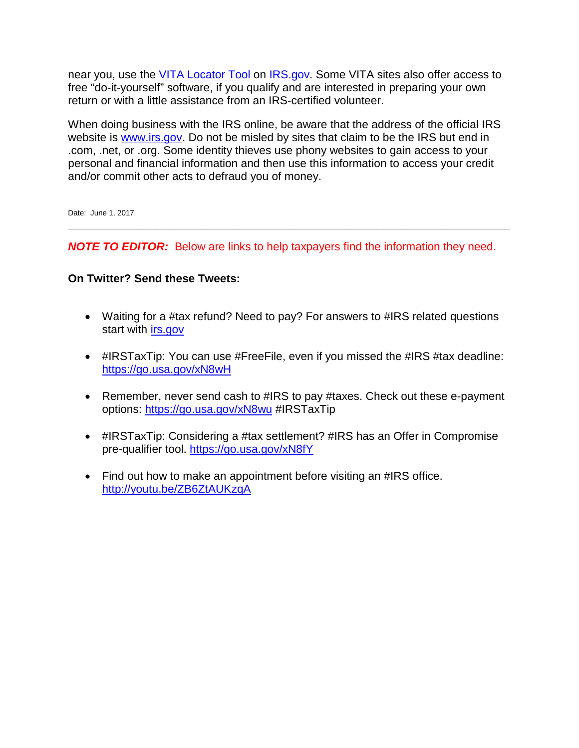near you, use the VITA Locator Tool on IRS.gov. Some VITA sites also offer access to free "do-it-yourself" software, if you qualify and are interested in preparing your own return or with a little assistance from an IRS-certified volunteer.

When doing business with the IRS online, be aware that the address of the official IRS website is www.irs.gov. Do not be misled by sites that claim to be the IRS but end in .com, .net, or .org. Some identity thieves use phony websites to gain access to your personal and financial information and then use this information to access your credit and/or commit other acts to defraud you of money.

Date: June 1, 2017

---

***NOTE TO EDITOR:*** Below are links to help taxpayers find the information they need.

**On Twitter? Send these Tweets:**

- Waiting for a #tax refund? Need to pay? For answers to #IRS related questions start with irs.gov
- #IRSTaxTip: You can use #FreeFile, even if you missed the #IRS #tax deadline: https://go.usa.gov/xN8wH
- Remember, never send cash to #IRS to pay #taxes. Check out these e-payment options: https://go.usa.gov/xN8wu #IRSTaxTip
- #IRSTaxTip: Considering a #tax settlement? #IRS has an Offer in Compromise pre-qualifier tool. https://go.usa.gov/xN8fY
- Find out how to make an appointment before visiting an #IRS office. http://youtu.be/ZB6ZtAUKzqA